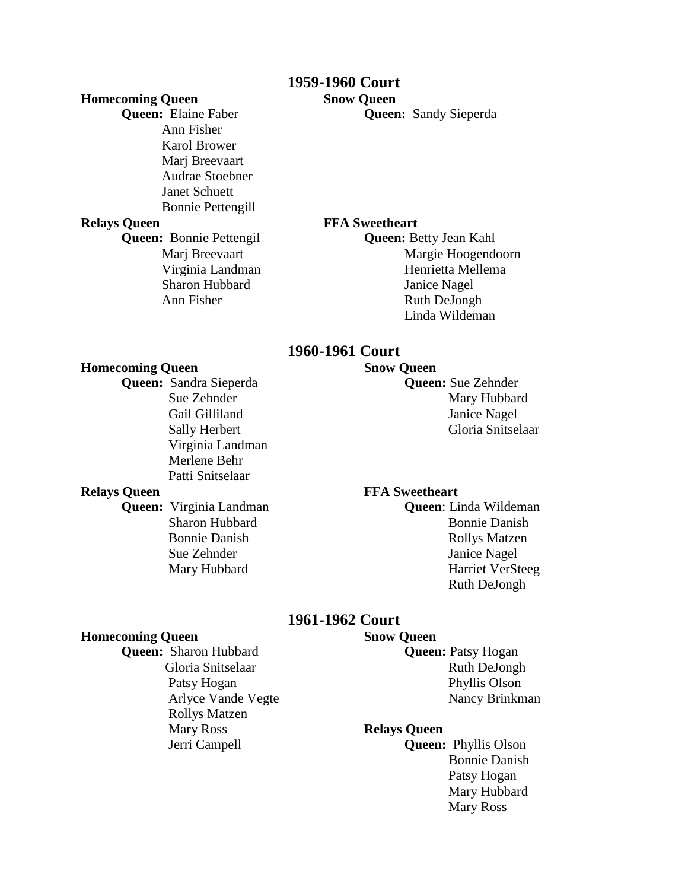## 1959-1960 Court

### Homecoming Queen

**Queen:** Elaine Faber
Ann Fisher
Karol Brower
Marj Breevaart
Audrae Stoebner
Janet Schuett
Bonnie Pettengill

### Relays Queen

**Queen:** Bonnie Pettengil
Marj Breevaart
Virginia Landman
Sharon Hubbard
Ann Fisher

### Snow Queen

**Queen:** Sandy Sieperda

### FFA Sweetheart

**Queen:** Betty Jean Kahl
Margie Hoogendoorn
Henrietta Mellema
Janice Nagel
Ruth DeJongh
Linda Wildeman

## 1960-1961 Court

### Homecoming Queen

**Queen:** Sandra Sieperda
Sue Zehnder
Gail Gilliland
Sally Herbert
Virginia Landman
Merlene Behr
Patti Snitselaar

### Relays Queen

**Queen:** Virginia Landman
Sharon Hubbard
Bonnie Danish
Sue Zehnder
Mary Hubbard

### Snow Queen

**Queen:** Sue Zehnder
Mary Hubbard
Janice Nagel
Gloria Snitselaar

### FFA Sweetheart

**Queen**: Linda Wildeman
Bonnie Danish
Rollys Matzen
Janice Nagel
Harriet VerSteeg
Ruth DeJongh

## 1961-1962 Court

### Homecoming Queen

**Queen:** Sharon Hubbard
Gloria Snitselaar
Patsy Hogan
Arlyce Vande Vegte
Rollys Matzen
Mary Ross
Jerri Campell

### Snow Queen

**Queen:** Patsy Hogan
Ruth DeJongh
Phyllis Olson
Nancy Brinkman

### Relays Queen

**Queen:** Phyllis Olson
Bonnie Danish
Patsy Hogan
Mary Hubbard
Mary Ross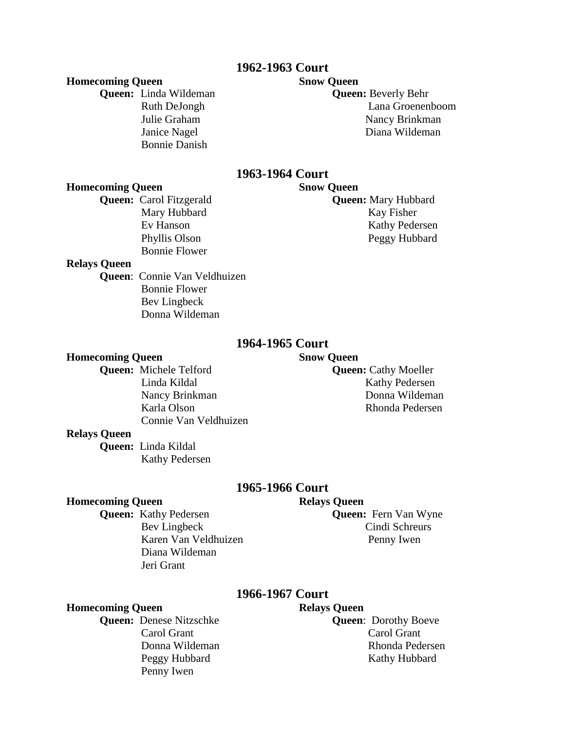## 1962-1963 Court

### Homecoming Queen

**Queen:** Linda Wildeman
Ruth DeJongh
Julie Graham
Janice Nagel
Bonnie Danish

### Snow Queen

**Queen:** Beverly Behr
Lana Groenenboom
Nancy Brinkman
Diana Wildeman

## 1963-1964 Court

### Homecoming Queen

**Queen:** Carol Fitzgerald
Mary Hubbard
Ev Hanson
Phyllis Olson
Bonnie Flower

### Snow Queen

**Queen:** Mary Hubbard
Kay Fisher
Kathy Pedersen
Peggy Hubbard

### Relays Queen

**Queen**: Connie Van Veldhuizen
Bonnie Flower
Bev Lingbeck
Donna Wildeman

## 1964-1965 Court

### Homecoming Queen

**Queen:** Michele Telford
Linda Kildal
Nancy Brinkman
Karla Olson
Connie Van Veldhuizen

### Snow Queen

**Queen:** Cathy Moeller
Kathy Pedersen
Donna Wildeman
Rhonda Pedersen

### Relays Queen

**Queen:** Linda Kildal
Kathy Pedersen

## 1965-1966 Court

### Homecoming Queen

**Queen:** Kathy Pedersen
Bev Lingbeck
Karen Van Veldhuizen
Diana Wildeman
Jeri Grant

### Relays Queen

**Queen:** Fern Van Wyne
Cindi Schreurs
Penny Iwen

## 1966-1967 Court

### Homecoming Queen

**Queen:** Denese Nitzschke
Carol Grant
Donna Wildeman
Peggy Hubbard
Penny Iwen

### Relays Queen

**Queen**: Dorothy Boeve
Carol Grant
Rhonda Pedersen
Kathy Hubbard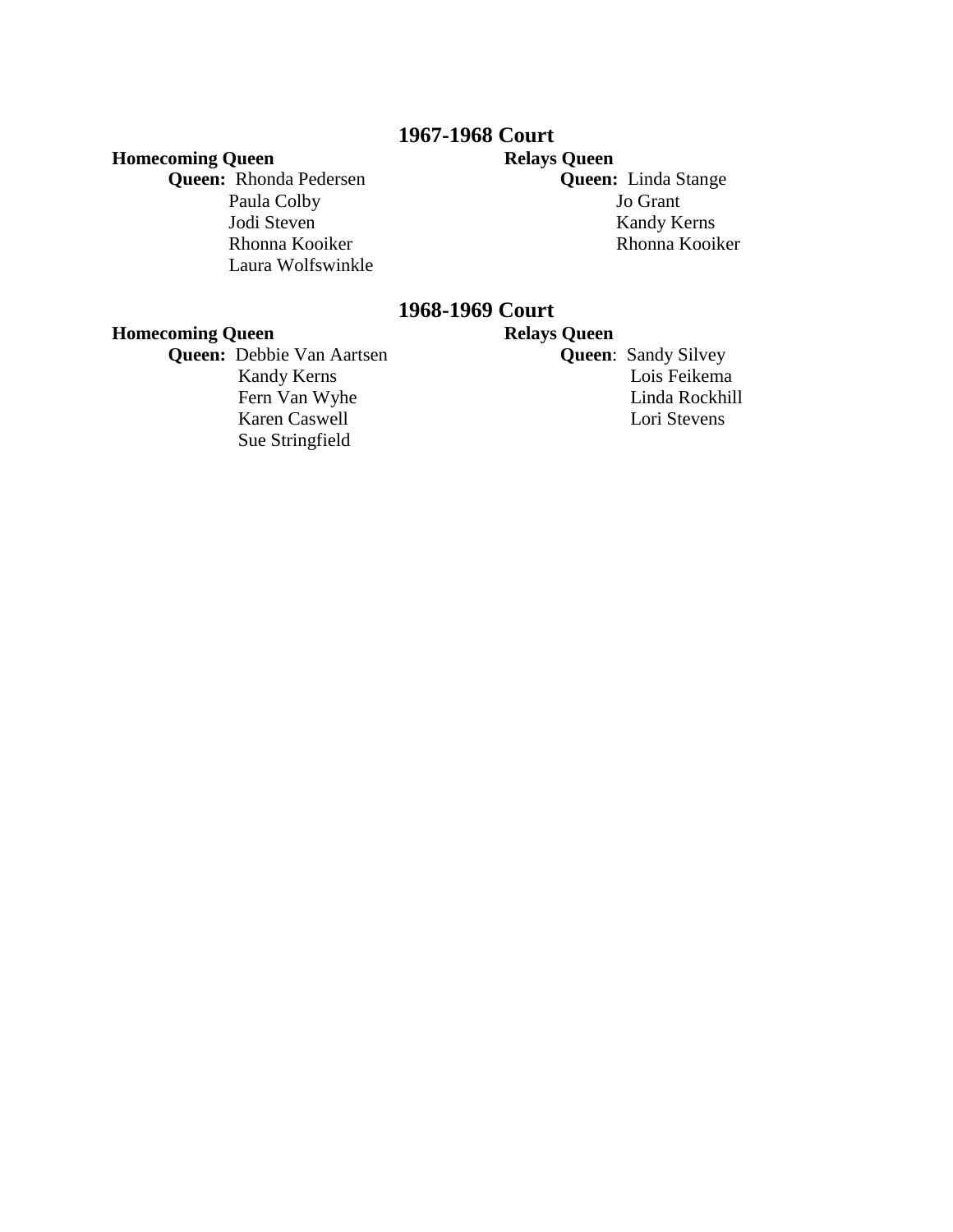## 1967-1968 Court

**Homecoming Queen**

**Queen:** Rhonda Pedersen
Paula Colby
Jodi Steven
Rhonna Kooiker
Laura Wolfswinkle

**Relays Queen**

**Queen:** Linda Stange
Jo Grant
Kandy Kerns
Rhonna Kooiker

## 1968-1969 Court

**Homecoming Queen**

**Queen:** Debbie Van Aartsen
Kandy Kerns
Fern Van Wyhe
Karen Caswell
Sue Stringfield

**Relays Queen**

**Queen**: Sandy Silvey
Lois Feikema
Linda Rockhill
Lori Stevens